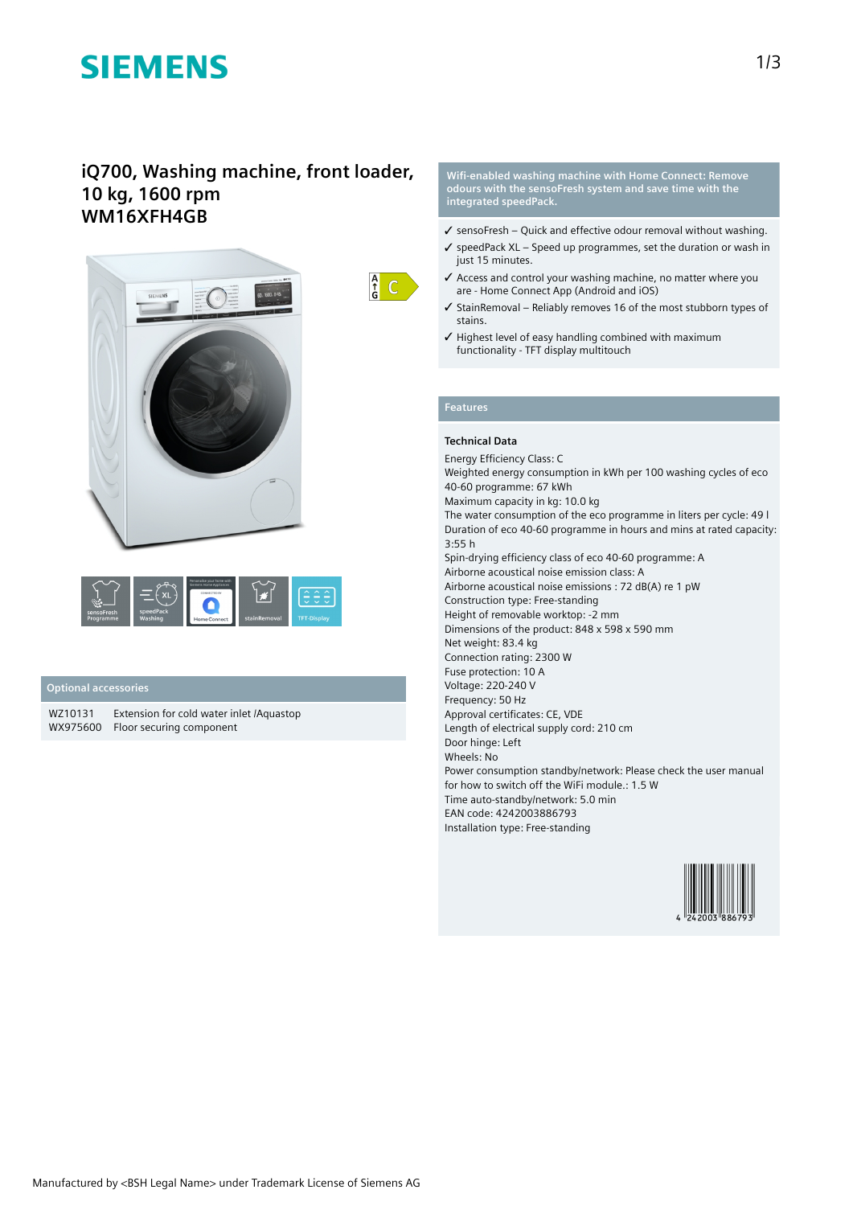# SIEMENS

## iQ700, Washing machine, front loader, 10 kg, 1600 rpm
## WM16XFH4GB

sensoFresh Programme | speedPack Washing | Home Connect | stainRemoval | TFT-Display

### Optional accessories

| | |
|---|---|
| WZ10131 | Extension for cold water inlet /Aquastop |
| WX975600 | Floor securing component |

**Wifi-enabled washing machine with Home Connect: Remove odours with the sensoFresh system and save time with the integrated speedPack.**

- ✓ sensoFresh – Quick and effective odour removal without washing.
- ✓ speedPack XL – Speed up programmes, set the duration or wash in just 15 minutes.
- ✓ Access and control your washing machine, no matter where you are - Home Connect App (Android and iOS)
- ✓ StainRemoval – Reliably removes 16 of the most stubborn types of stains.
- ✓ Highest level of easy handling combined with maximum functionality - TFT display multitouch

### Features

**Technical Data**

Energy Efficiency Class: C
Weighted energy consumption in kWh per 100 washing cycles of eco 40-60 programme: 67 kWh
Maximum capacity in kg: 10.0 kg
The water consumption of the eco programme in liters per cycle: 49 l
Duration of eco 40-60 programme in hours and mins at rated capacity: 3:55 h
Spin-drying efficiency class of eco 40-60 programme: A
Airborne acoustical noise emission class: A
Airborne acoustical noise emissions : 72 dB(A) re 1 pW
Construction type: Free-standing
Height of removable worktop: -2 mm
Dimensions of the product: 848 x 598 x 590 mm
Net weight: 83.4 kg
Connection rating: 2300 W
Fuse protection: 10 A
Voltage: 220-240 V
Frequency: 50 Hz
Approval certificates: CE, VDE
Length of electrical supply cord: 210 cm
Door hinge: Left
Wheels: No
Power consumption standby/network: Please check the user manual for how to switch off the WiFi module.: 1.5 W
Time auto-standby/network: 5.0 min
EAN code: 4242003886793
Installation type: Free-standing

4 242003 886793

Manufactured by <BSH Legal Name> under Trademark License of Siemens AG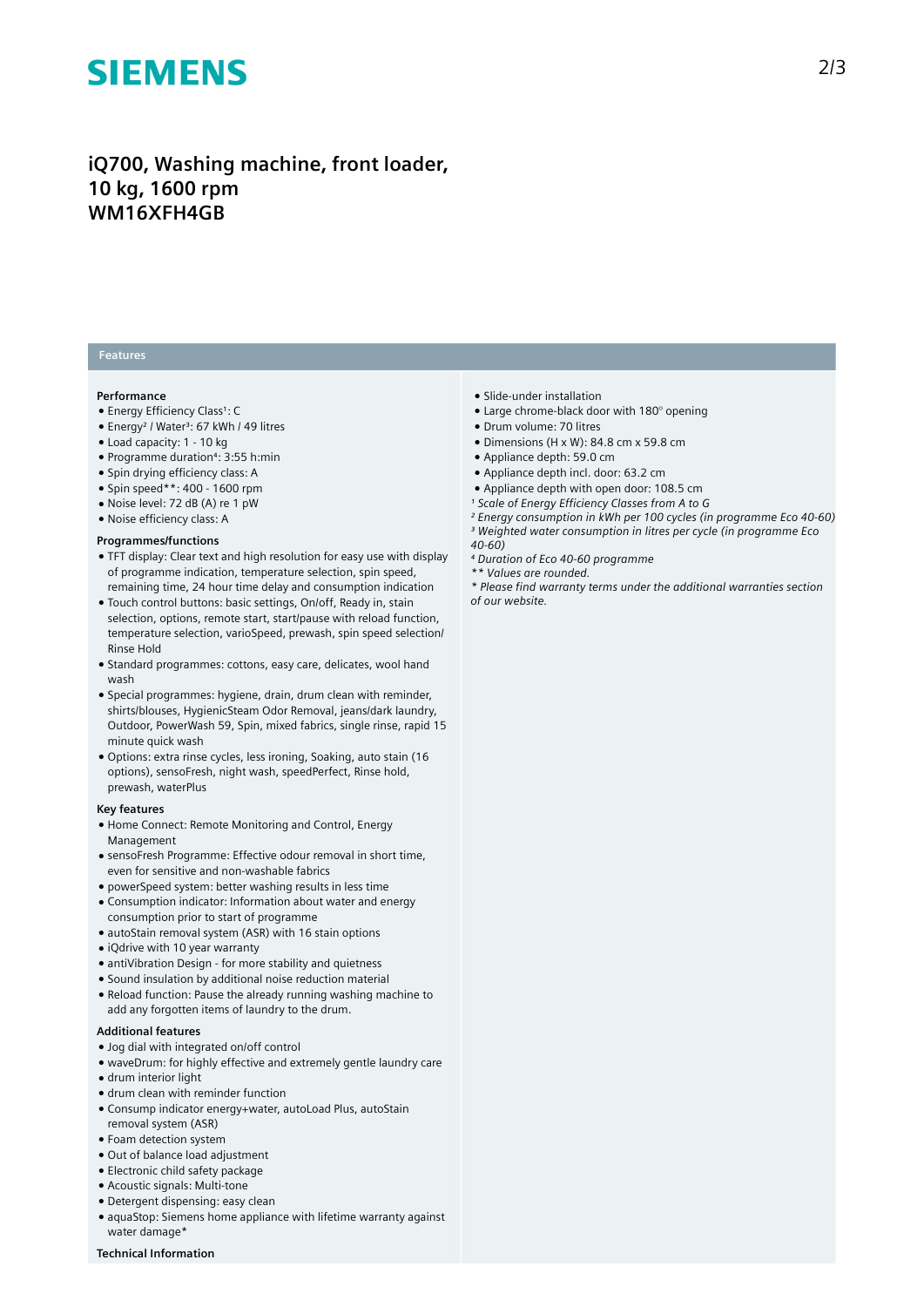# iQ700, Washing machine, front loader, 10 kg, 1600 rpm
# WM16XFH4GB

## Features

### Performance

- Energy Efficiency Class[1]: C
- Energy[2] / Water[3]: 67 kWh / 49 litres
- Load capacity: 1 - 10 kg
- Programme duration[4]: 3:55 h:min
- Spin drying efficiency class: A
- Spin speed**: 400 - 1600 rpm
- Noise level: 72 dB (A) re 1 pW
- Noise efficiency class: A

### Programmes/functions

- TFT display: Clear text and high resolution for easy use with display of programme indication, temperature selection, spin speed, remaining time, 24 hour time delay and consumption indication
- Touch control buttons: basic settings, On/off, Ready in, stain selection, options, remote start, start/pause with reload function, temperature selection, varioSpeed, prewash, spin speed selection/ Rinse Hold
- Standard programmes: cottons, easy care, delicates, wool hand wash
- Special programmes: hygiene, drain, drum clean with reminder, shirts/blouses, HygienicSteam Odor Removal, jeans/dark laundry, Outdoor, PowerWash 59, Spin, mixed fabrics, single rinse, rapid 15 minute quick wash
- Options: extra rinse cycles, less ironing, Soaking, auto stain (16 options), sensoFresh, night wash, speedPerfect, Rinse hold, prewash, waterPlus

### Key features

- Home Connect: Remote Monitoring and Control, Energy Management
- sensoFresh Programme: Effective odour removal in short time, even for sensitive and non-washable fabrics
- powerSpeed system: better washing results in less time
- Consumption indicator: Information about water and energy consumption prior to start of programme
- autoStain removal system (ASR) with 16 stain options
- iQdrive with 10 year warranty
- antiVibration Design - for more stability and quietness
- Sound insulation by additional noise reduction material
- Reload function: Pause the already running washing machine to add any forgotten items of laundry to the drum.

### Additional features

- Jog dial with integrated on/off control
- waveDrum: for highly effective and extremely gentle laundry care
- drum interior light
- drum clean with reminder function
- Consump indicator energy+water, autoLoad Plus, autoStain removal system (ASR)
- Foam detection system
- Out of balance load adjustment
- Electronic child safety package
- Acoustic signals: Multi-tone
- Detergent dispensing: easy clean
- aquaStop: Siemens home appliance with lifetime warranty against water damage*

### Technical Information

- Slide-under installation
- Large chrome-black door with 180° opening
- Drum volume: 70 litres
- Dimensions (H x W): 84.8 cm x 59.8 cm
- Appliance depth: 59.0 cm
- Appliance depth incl. door: 63.2 cm
- Appliance depth with open door: 108.5 cm

*[1] Scale of Energy Efficiency Classes from A to G*
*[2] Energy consumption in kWh per 100 cycles (in programme Eco 40-60)*
*[3] Weighted water consumption in litres per cycle (in programme Eco 40-60)*
*[4] Duration of Eco 40-60 programme*
*** Values are rounded.*
** Please find warranty terms under the additional warranties section of our website.*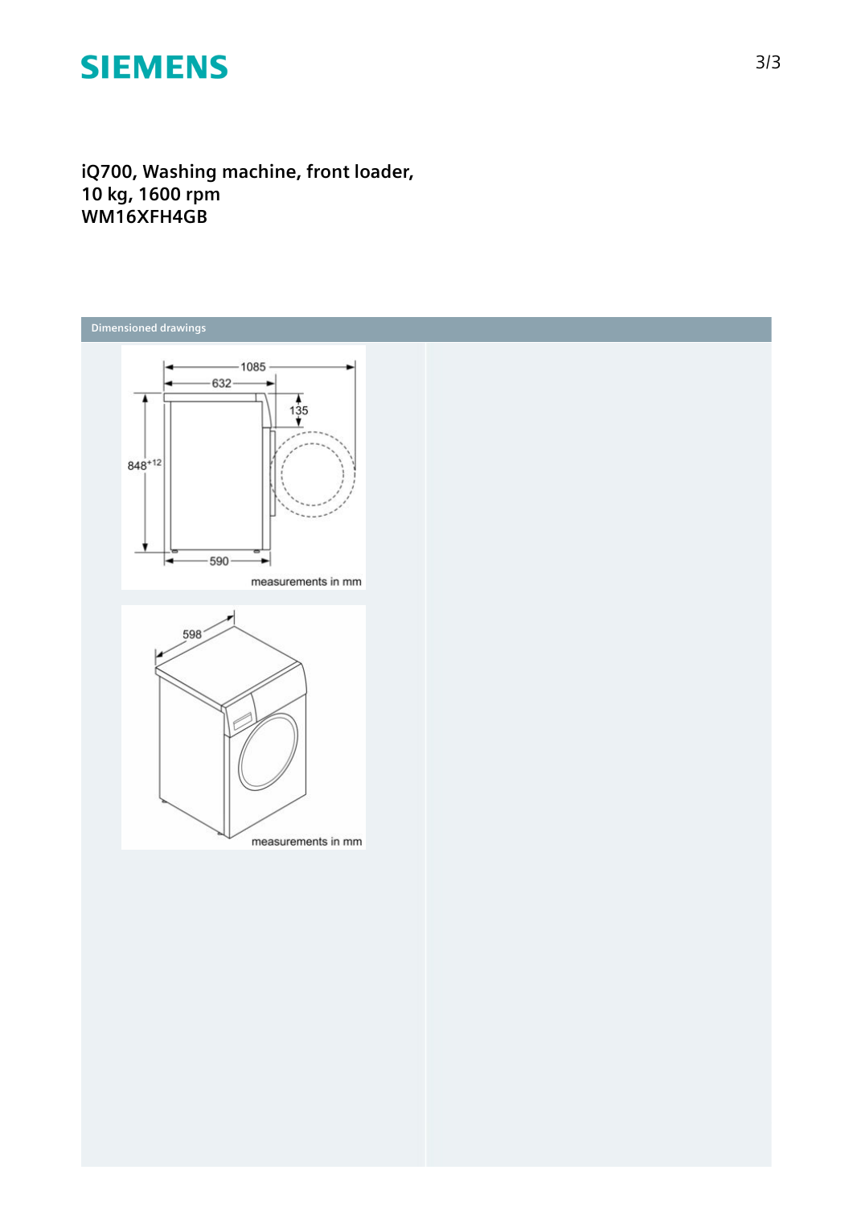# iQ700, Washing machine, front loader, 10 kg, 1600 rpm
# WM16XFH4GB

## Dimensioned drawings

1085
632
135
$848^{+12}$
590
measurements in mm

598
measurements in mm